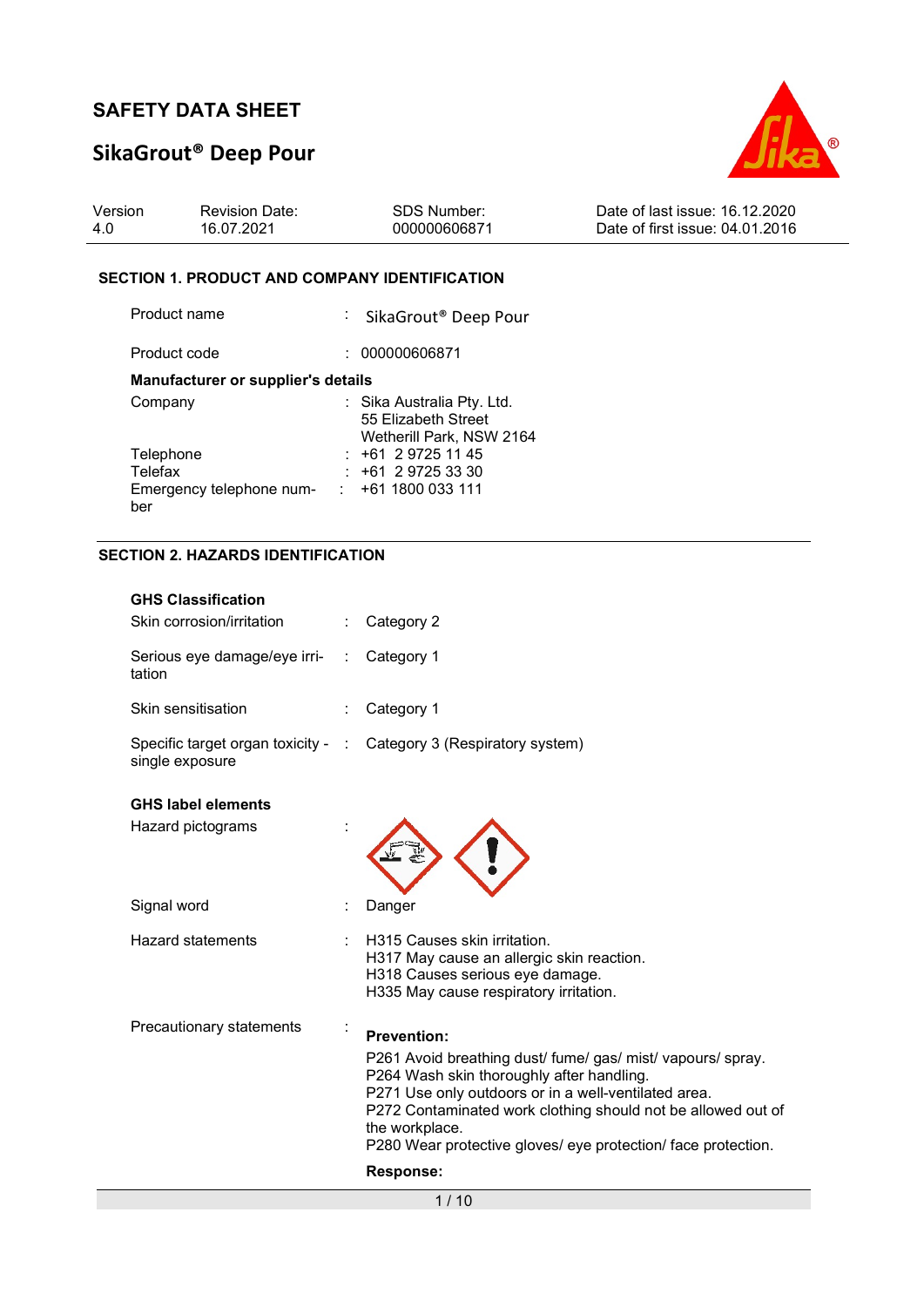# SAFETY DATA SHEET

## SikaGrout® Deep Pour

| Version | Revision Date: | SDS Number: | Date of last issue: 16.12.2020 |
|---|---|---|---|
| 4.0 | 16.07.2021 | 000000606871 | Date of first issue: 04.01.2016 |

### SECTION 1. PRODUCT AND COMPANY IDENTIFICATION

| | | |
|---|---|---|
| Product name | : | SikaGrout® Deep Pour |
| Product code | : | 000000606871 |

**Manufacturer or supplier's details**

| | | |
|---|---|---|
| Company | : | Sika Australia Pty. Ltd.<br>55 Elizabeth Street<br>Wetherill Park, NSW 2164 |
| Telephone | : | +61 2 9725 11 45 |
| Telefax | : | +61 2 9725 33 30 |
| Emergency telephone number | : | +61 1800 033 111 |

### SECTION 2. HAZARDS IDENTIFICATION

**GHS Classification**

| | | |
|---|---|---|
| Skin corrosion/irritation | : | Category 2 |
| Serious eye damage/eye irritation | : | Category 1 |
| Skin sensitisation | : | Category 1 |
| Specific target organ toxicity - single exposure | : | Category 3 (Respiratory system) |

**GHS label elements**

Hazard pictograms :

Signal word : Danger

Hazard statements :
H315 Causes skin irritation.
H317 May cause an allergic skin reaction.
H318 Causes serious eye damage.
H335 May cause respiratory irritation.

Precautionary statements :

**Prevention:**

P261 Avoid breathing dust/ fume/ gas/ mist/ vapours/ spray.
P264 Wash skin thoroughly after handling.
P271 Use only outdoors or in a well-ventilated area.
P272 Contaminated work clothing should not be allowed out of the workplace.
P280 Wear protective gloves/ eye protection/ face protection.

**Response:**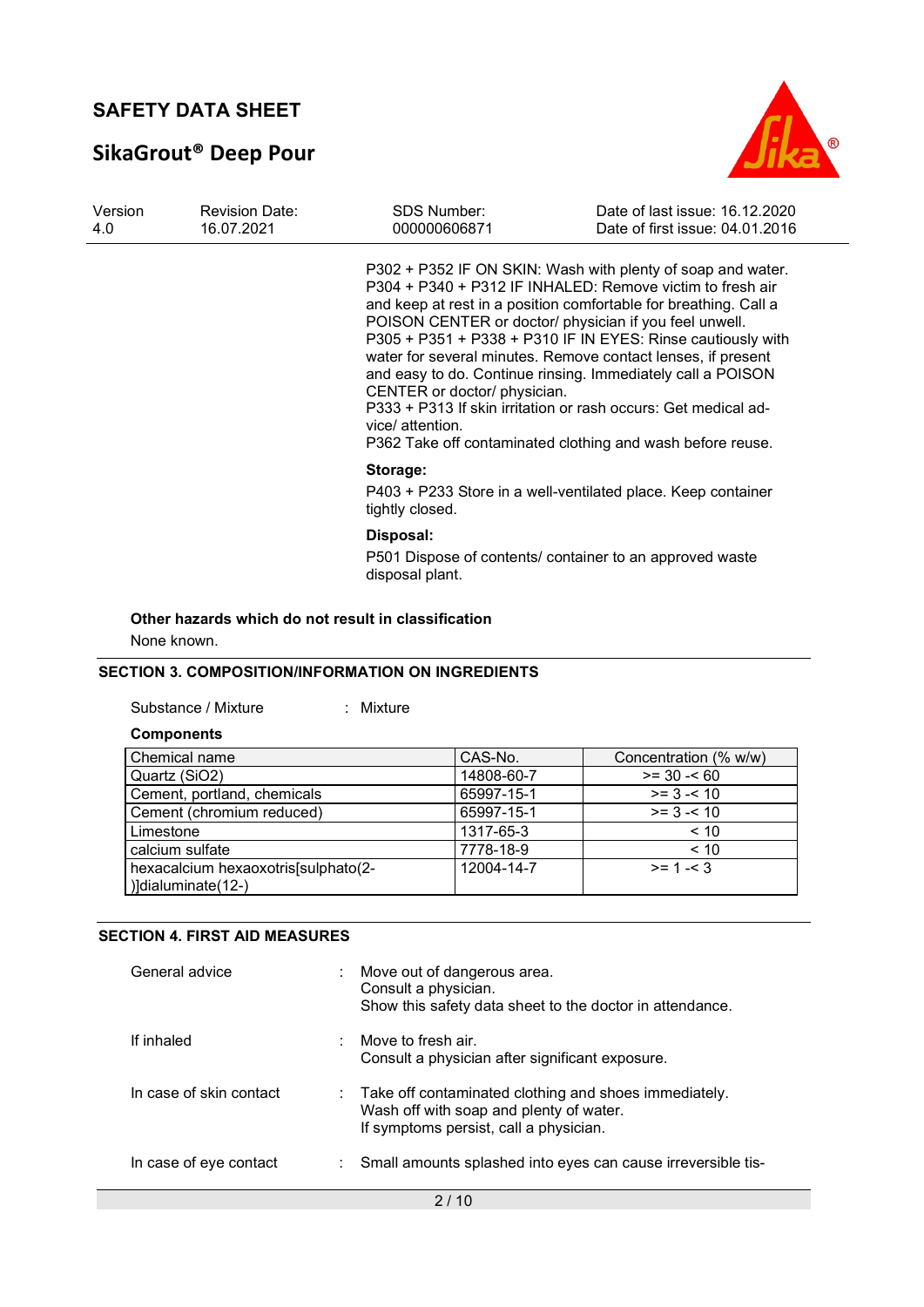P302 + P352 IF ON SKIN: Wash with plenty of soap and water.
P304 + P340 + P312 IF INHALED: Remove victim to fresh air and keep at rest in a position comfortable for breathing. Call a POISON CENTER or doctor/ physician if you feel unwell.
P305 + P351 + P338 + P310 IF IN EYES: Rinse cautiously with water for several minutes. Remove contact lenses, if present and easy to do. Continue rinsing. Immediately call a POISON CENTER or doctor/ physician.
P333 + P313 If skin irritation or rash occurs: Get medical advice/ attention.
P362 Take off contaminated clothing and wash before reuse.

**Storage:**

P403 + P233 Store in a well-ventilated place. Keep container tightly closed.

**Disposal:**

P501 Dispose of contents/ container to an approved waste disposal plant.

**Other hazards which do not result in classification**

None known.

## SECTION 3. COMPOSITION/INFORMATION ON INGREDIENTS

Substance / Mixture : Mixture

**Components**

| Chemical name | CAS-No. | Concentration (% w/w) |
|---|---|---|
| Quartz (SiO2) | 14808-60-7 | >= 30 -< 60 |
| Cement, portland, chemicals | 65997-15-1 | >= 3 -< 10 |
| Cement (chromium reduced) | 65997-15-1 | >= 3 -< 10 |
| Limestone | 1317-65-3 | < 10 |
| calcium sulfate | 7778-18-9 | < 10 |
| hexacalcium hexaoxotris[sulphato(2-)]dialuminate(12-) | 12004-14-7 | >= 1 -< 3 |

## SECTION 4. FIRST AID MEASURES

General advice : Move out of dangerous area.
Consult a physician.
Show this safety data sheet to the doctor in attendance.

If inhaled : Move to fresh air.
Consult a physician after significant exposure.

In case of skin contact : Take off contaminated clothing and shoes immediately.
Wash off with soap and plenty of water.
If symptoms persist, call a physician.

In case of eye contact : Small amounts splashed into eyes can cause irreversible tis-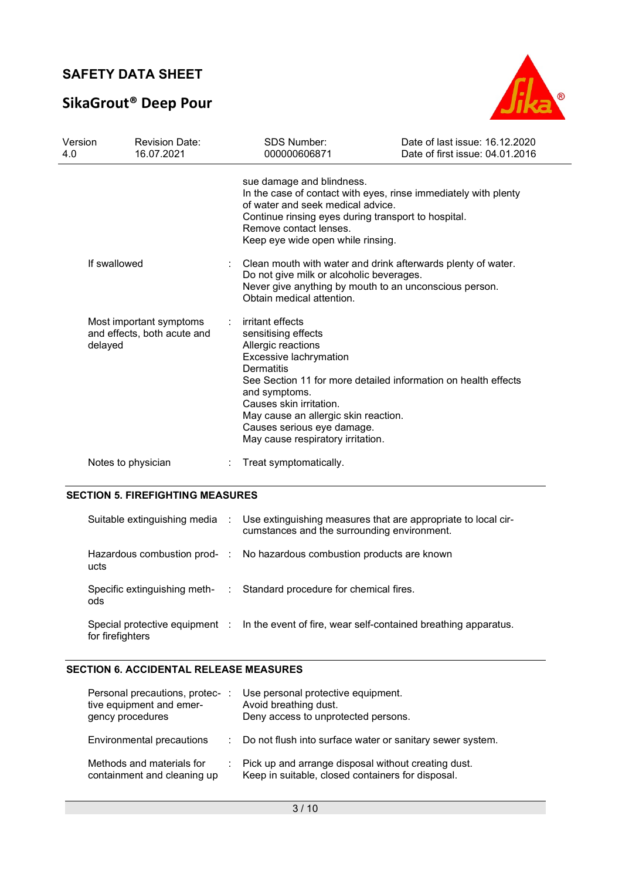sue damage and blindness.
In the case of contact with eyes, rinse immediately with plenty of water and seek medical advice.
Continue rinsing eyes during transport to hospital.
Remove contact lenses.
Keep eye wide open while rinsing.

| | | |
|---|---|---|
| If swallowed | : | Clean mouth with water and drink afterwards plenty of water.<br>Do not give milk or alcoholic beverages.<br>Never give anything by mouth to an unconscious person.<br>Obtain medical attention. |
| Most important symptoms and effects, both acute and delayed | : | irritant effects<br>sensitising effects<br>Allergic reactions<br>Excessive lachrymation<br>Dermatitis<br>See Section 11 for more detailed information on health effects and symptoms.<br>Causes skin irritation.<br>May cause an allergic skin reaction.<br>Causes serious eye damage.<br>May cause respiratory irritation. |
| Notes to physician | : | Treat symptomatically. |

## SECTION 5. FIREFIGHTING MEASURES

| | | |
|---|---|---|
| Suitable extinguishing media | : | Use extinguishing measures that are appropriate to local circumstances and the surrounding environment. |
| Hazardous combustion products | : | No hazardous combustion products are known |
| Specific extinguishing methods | : | Standard procedure for chemical fires. |
| Special protective equipment for firefighters | : | In the event of fire, wear self-contained breathing apparatus. |

## SECTION 6. ACCIDENTAL RELEASE MEASURES

| | | |
|---|---|---|
| Personal precautions, protective equipment and emergency procedures | : | Use personal protective equipment.<br>Avoid breathing dust.<br>Deny access to unprotected persons. |
| Environmental precautions | : | Do not flush into surface water or sanitary sewer system. |
| Methods and materials for containment and cleaning up | : | Pick up and arrange disposal without creating dust.<br>Keep in suitable, closed containers for disposal. |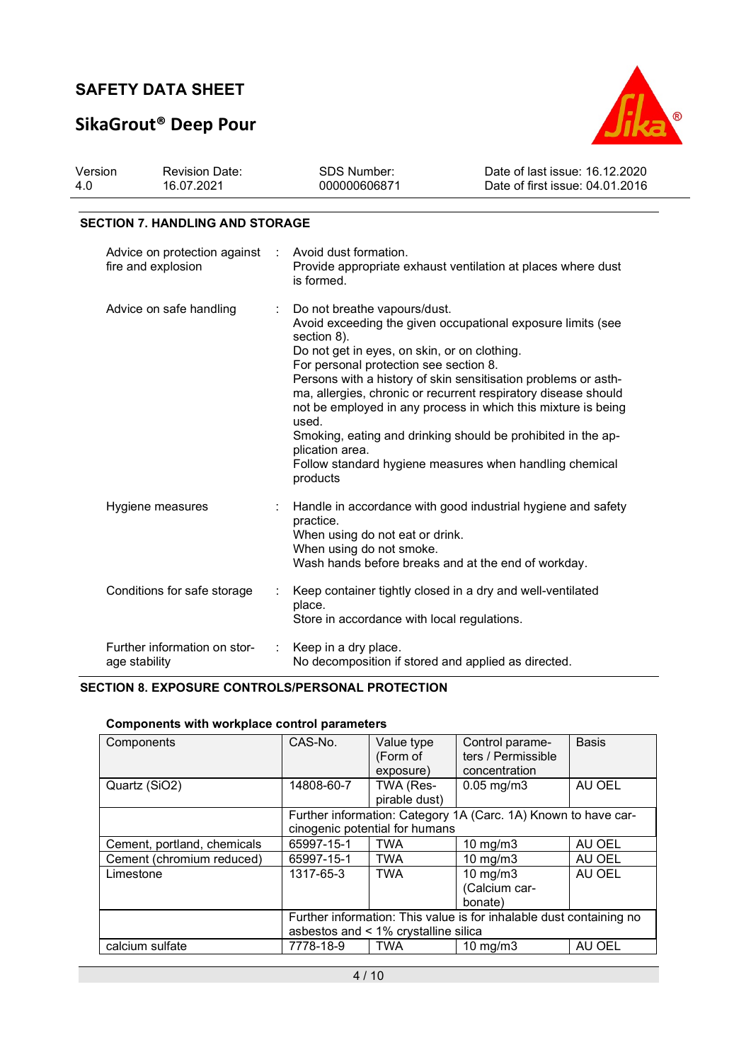## SECTION 7. HANDLING AND STORAGE

| | |
|---|---|
| Advice on protection against fire and explosion | Avoid dust formation.<br>Provide appropriate exhaust ventilation at places where dust is formed. |
| Advice on safe handling | Do not breathe vapours/dust.<br>Avoid exceeding the given occupational exposure limits (see section 8).<br>Do not get in eyes, on skin, or on clothing.<br>For personal protection see section 8.<br>Persons with a history of skin sensitisation problems or asthma, allergies, chronic or recurrent respiratory disease should not be employed in any process in which this mixture is being used.<br>Smoking, eating and drinking should be prohibited in the application area.<br>Follow standard hygiene measures when handling chemical products |
| Hygiene measures | Handle in accordance with good industrial hygiene and safety practice.<br>When using do not eat or drink.<br>When using do not smoke.<br>Wash hands before breaks and at the end of workday. |
| Conditions for safe storage | Keep container tightly closed in a dry and well-ventilated place.<br>Store in accordance with local regulations. |
| Further information on storage stability | Keep in a dry place.<br>No decomposition if stored and applied as directed. |

## SECTION 8. EXPOSURE CONTROLS/PERSONAL PROTECTION

### Components with workplace control parameters

| Components | CAS-No. | Value type (Form of exposure) | Control parameters / Permissible concentration | Basis |
|---|---|---|---|---|
| Quartz (SiO2) | 14808-60-7 | TWA (Respirable dust) | 0.05 mg/m3 | AU OEL |
| | Further information: Category 1A (Carc. 1A) Known to have carcinogenic potential for humans | | | |
| Cement, portland, chemicals | 65997-15-1 | TWA | 10 mg/m3 | AU OEL |
| Cement (chromium reduced) | 65997-15-1 | TWA | 10 mg/m3 | AU OEL |
| Limestone | 1317-65-3 | TWA | 10 mg/m3 (Calcium carbonate) | AU OEL |
| | Further information: This value is for inhalable dust containing no asbestos and < 1% crystalline silica | | | |
| calcium sulfate | 7778-18-9 | TWA | 10 mg/m3 | AU OEL |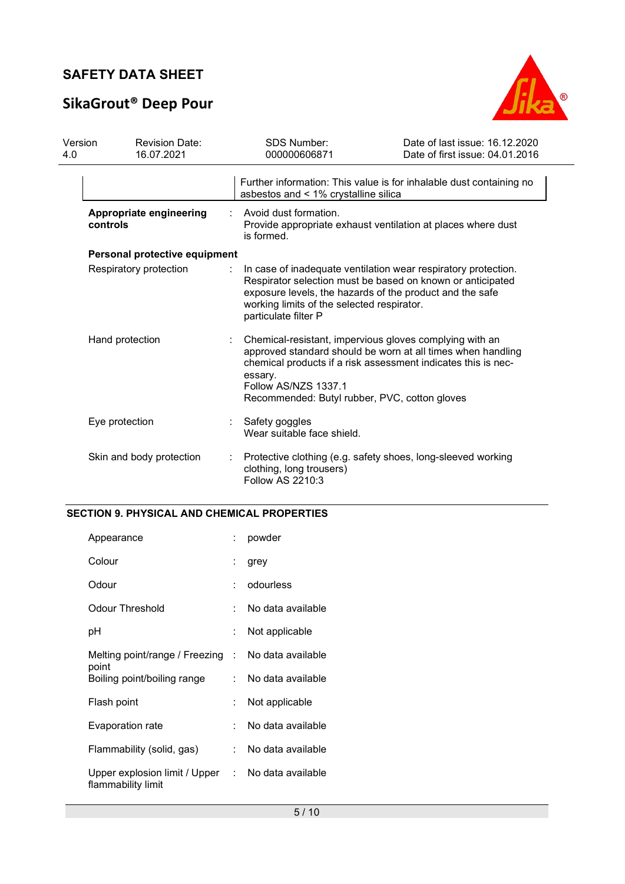| | Further information: This value is for inhalable dust containing no asbestos and < 1% crystalline silica |
|---|---|

**Appropriate engineering controls** : Avoid dust formation.
Provide appropriate exhaust ventilation at places where dust is formed.

**Personal protective equipment**

Respiratory protection : In case of inadequate ventilation wear respiratory protection.
Respirator selection must be based on known or anticipated exposure levels, the hazards of the product and the safe working limits of the selected respirator.
particulate filter P

Hand protection : Chemical-resistant, impervious gloves complying with an approved standard should be worn at all times when handling chemical products if a risk assessment indicates this is necessary.
Follow AS/NZS 1337.1
Recommended: Butyl rubber, PVC, cotton gloves

Eye protection : Safety goggles
Wear suitable face shield.

Skin and body protection : Protective clothing (e.g. safety shoes, long-sleeved working clothing, long trousers)
Follow AS 2210:3

## SECTION 9. PHYSICAL AND CHEMICAL PROPERTIES

| | | |
|---|---|---|
| Appearance | : | powder |
| Colour | : | grey |
| Odour | : | odourless |
| Odour Threshold | : | No data available |
| pH | : | Not applicable |
| Melting point/range / Freezing point | : | No data available |
| Boiling point/boiling range | : | No data available |
| Flash point | : | Not applicable |
| Evaporation rate | : | No data available |
| Flammability (solid, gas) | : | No data available |
| Upper explosion limit / Upper flammability limit | : | No data available |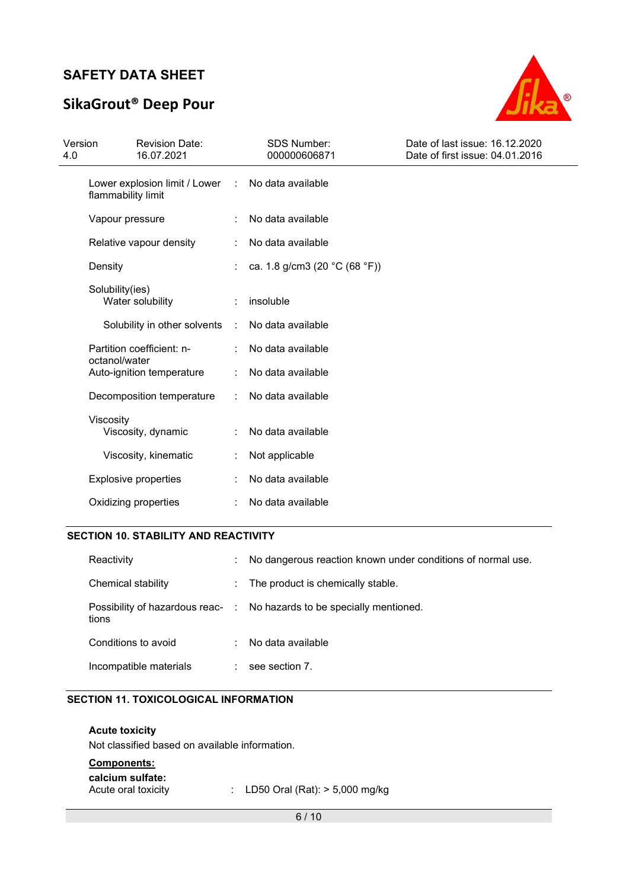| Property | | Value |
|---|---|---|
| Lower explosion limit / Lower flammability limit | : | No data available |
| Vapour pressure | : | No data available |
| Relative vapour density | : | No data available |
| Density | : | ca. 1.8 g/cm3 (20 °C (68 °F)) |
| Solubility(ies) | | |
| Water solubility | : | insoluble |
| Solubility in other solvents | : | No data available |
| Partition coefficient: n-octanol/water | : | No data available |
| Auto-ignition temperature | : | No data available |
| Decomposition temperature | : | No data available |
| Viscosity | | |
| Viscosity, dynamic | : | No data available |
| Viscosity, kinematic | : | Not applicable |
| Explosive properties | : | No data available |
| Oxidizing properties | : | No data available |

## SECTION 10. STABILITY AND REACTIVITY

| Property | | Value |
|---|---|---|
| Reactivity | : | No dangerous reaction known under conditions of normal use. |
| Chemical stability | : | The product is chemically stable. |
| Possibility of hazardous reactions | : | No hazards to be specially mentioned. |
| Conditions to avoid | : | No data available |
| Incompatible materials | : | see section 7. |

## SECTION 11. TOXICOLOGICAL INFORMATION

**Acute toxicity**

Not classified based on available information.

**Components:**

**calcium sulfate:**

Acute oral toxicity : LD50 Oral (Rat): > 5,000 mg/kg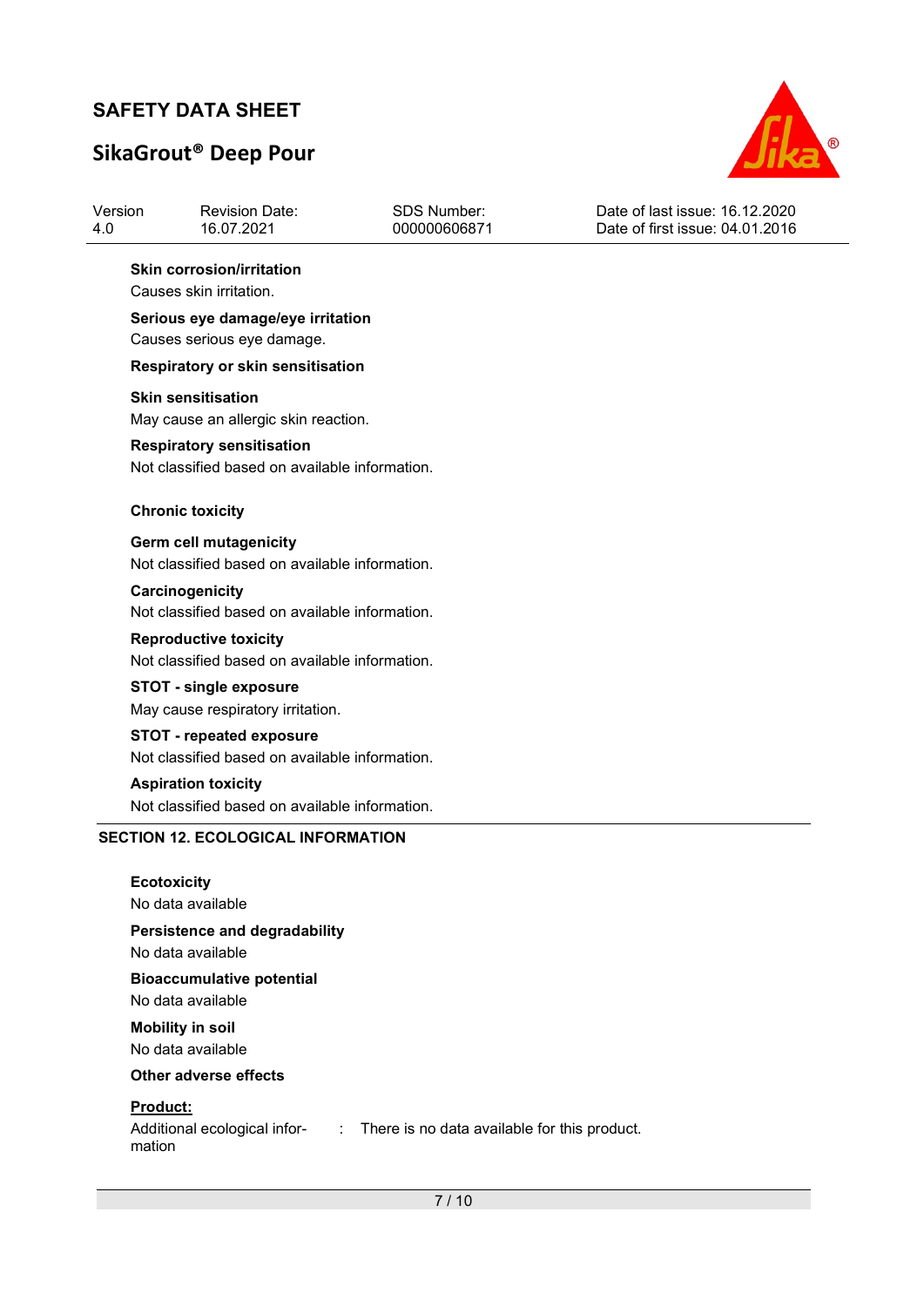**Skin corrosion/irritation**

Causes skin irritation.

**Serious eye damage/eye irritation**

Causes serious eye damage.

**Respiratory or skin sensitisation**

**Skin sensitisation**

May cause an allergic skin reaction.

**Respiratory sensitisation**

Not classified based on available information.

**Chronic toxicity**

**Germ cell mutagenicity**

Not classified based on available information.

**Carcinogenicity**

Not classified based on available information.

**Reproductive toxicity**

Not classified based on available information.

**STOT - single exposure**

May cause respiratory irritation.

**STOT - repeated exposure**

Not classified based on available information.

**Aspiration toxicity**

Not classified based on available information.

## SECTION 12. ECOLOGICAL INFORMATION

**Ecotoxicity**

No data available

**Persistence and degradability**

No data available

**Bioaccumulative potential**

No data available

**Mobility in soil**

No data available

**Other adverse effects**

**Product:**

Additional ecological information : There is no data available for this product.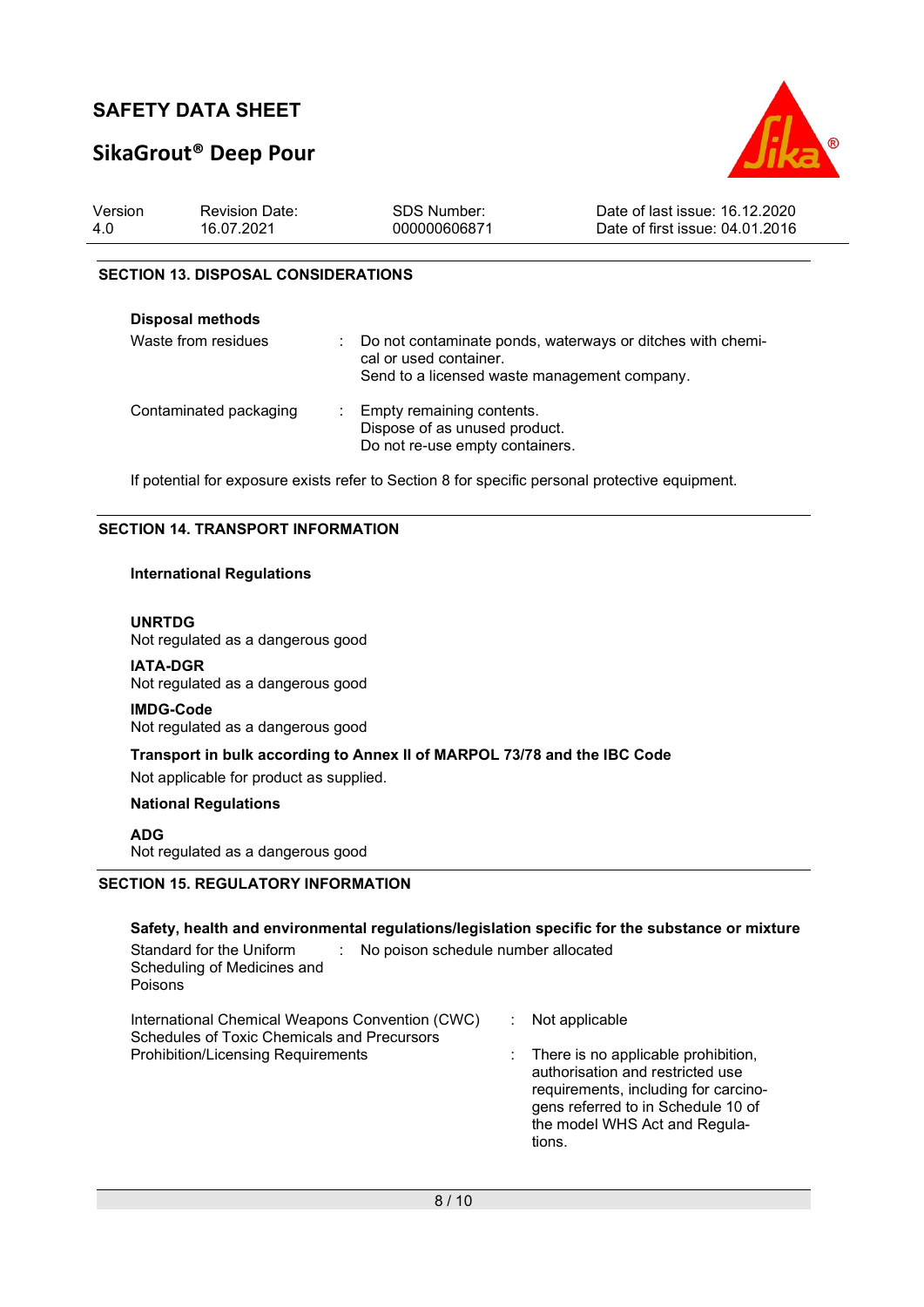## SECTION 13. DISPOSAL CONSIDERATIONS

**Disposal methods**

| | |
|---|---|
| Waste from residues | Do not contaminate ponds, waterways or ditches with chemical or used container. Send to a licensed waste management company. |
| Contaminated packaging | Empty remaining contents. Dispose of as unused product. Do not re-use empty containers. |

If potential for exposure exists refer to Section 8 for specific personal protective equipment.

## SECTION 14. TRANSPORT INFORMATION

**International Regulations**

**UNRTDG**
Not regulated as a dangerous good

**IATA-DGR**
Not regulated as a dangerous good

**IMDG-Code**
Not regulated as a dangerous good

**Transport in bulk according to Annex II of MARPOL 73/78 and the IBC Code**

Not applicable for product as supplied.

**National Regulations**

**ADG**
Not regulated as a dangerous good

## SECTION 15. REGULATORY INFORMATION

**Safety, health and environmental regulations/legislation specific for the substance or mixture**

| | |
|---|---|
| Standard for the Uniform Scheduling of Medicines and Poisons | No poison schedule number allocated |
| International Chemical Weapons Convention (CWC) Schedules of Toxic Chemicals and Precursors | Not applicable |
| Prohibition/Licensing Requirements | There is no applicable prohibition, authorisation and restricted use requirements, including for carcinogens referred to in Schedule 10 of the model WHS Act and Regulations. |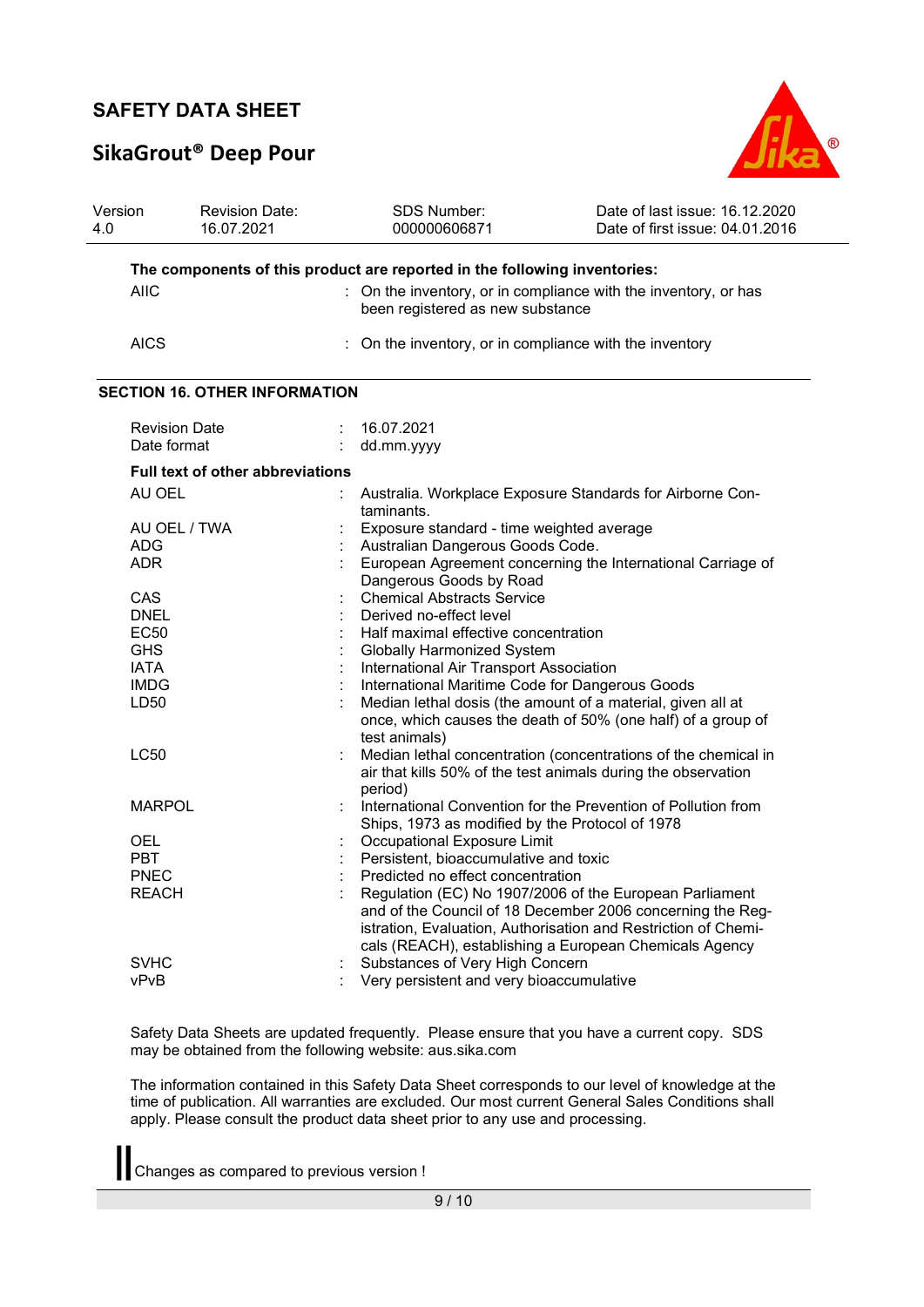**The components of this product are reported in the following inventories:**

| | |
|---|---|
| AIIC | : On the inventory, or in compliance with the inventory, or has been registered as new substance |
| AICS | : On the inventory, or in compliance with the inventory |

## SECTION 16. OTHER INFORMATION

| | |
|---|---|
| Revision Date | : 16.07.2021 |
| Date format | : dd.mm.yyyy |

**Full text of other abbreviations**

| | |
|---|---|
| AU OEL | : Australia. Workplace Exposure Standards for Airborne Contaminants. |
| AU OEL / TWA | : Exposure standard - time weighted average |
| ADG | : Australian Dangerous Goods Code. |
| ADR | : European Agreement concerning the International Carriage of Dangerous Goods by Road |
| CAS | : Chemical Abstracts Service |
| DNEL | : Derived no-effect level |
| EC50 | : Half maximal effective concentration |
| GHS | : Globally Harmonized System |
| IATA | : International Air Transport Association |
| IMDG | : International Maritime Code for Dangerous Goods |
| LD50 | : Median lethal dosis (the amount of a material, given all at once, which causes the death of 50% (one half) of a group of test animals) |
| LC50 | : Median lethal concentration (concentrations of the chemical in air that kills 50% of the test animals during the observation period) |
| MARPOL | : International Convention for the Prevention of Pollution from Ships, 1973 as modified by the Protocol of 1978 |
| OEL | : Occupational Exposure Limit |
| PBT | : Persistent, bioaccumulative and toxic |
| PNEC | : Predicted no effect concentration |
| REACH | : Regulation (EC) No 1907/2006 of the European Parliament and of the Council of 18 December 2006 concerning the Registration, Evaluation, Authorisation and Restriction of Chemicals (REACH), establishing a European Chemicals Agency |
| SVHC | : Substances of Very High Concern |
| vPvB | : Very persistent and very bioaccumulative |

Safety Data Sheets are updated frequently. Please ensure that you have a current copy. SDS may be obtained from the following website: aus.sika.com

The information contained in this Safety Data Sheet corresponds to our level of knowledge at the time of publication. All warranties are excluded. Our most current General Sales Conditions shall apply. Please consult the product data sheet prior to any use and processing.

|| Changes as compared to previous version !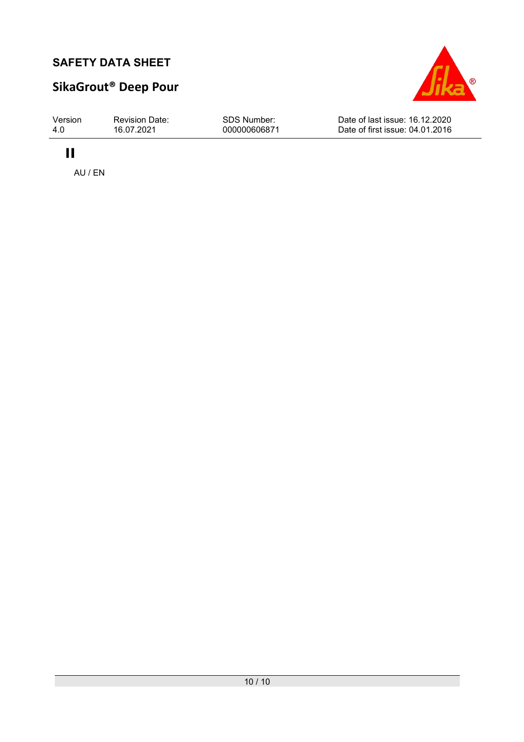**II**

AU / EN